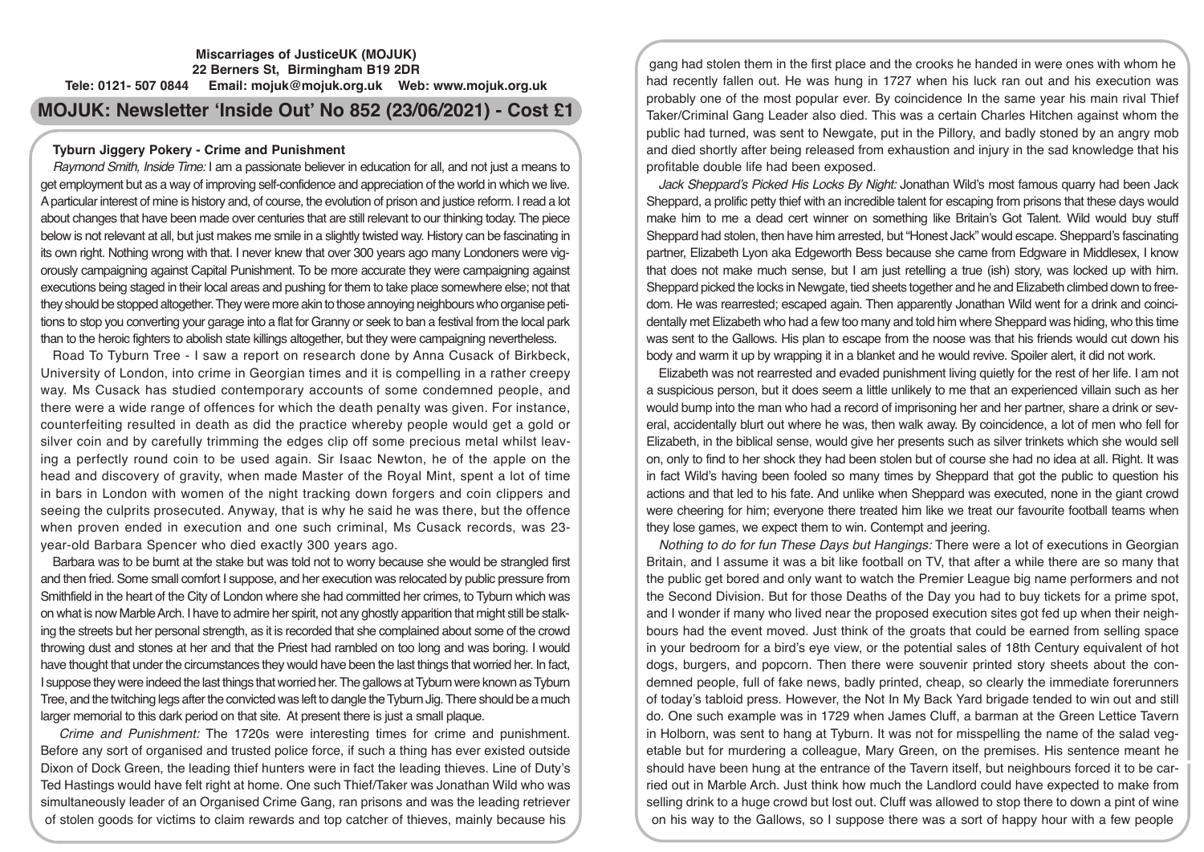**Miscarriages of JusticeUK (MOJUK)**
**22 Berners St, Birmingham B19 2DR**
**Tele: 0121- 507 0844 Email: mojuk@mojuk.org.uk Web: www.mojuk.org.uk**

# MOJUK: Newsletter 'Inside Out' No 852 (23/06/2021) - Cost £1

## Tyburn Jiggery Pokery - Crime and Punishment

*Raymond Smith, Inside Time:* I am a passionate believer in education for all, and not just a means to get employment but as a way of improving self-confidence and appreciation of the world in which we live. A particular interest of mine is history and, of course, the evolution of prison and justice reform. I read a lot about changes that have been made over centuries that are still relevant to our thinking today. The piece below is not relevant at all, but just makes me smile in a slightly twisted way. History can be fascinating in its own right. Nothing wrong with that. I never knew that over 300 years ago many Londoners were vigorously campaigning against Capital Punishment. To be more accurate they were campaigning against executions being staged in their local areas and pushing for them to take place somewhere else; not that they should be stopped altogether. They were more akin to those annoying neighbours who organise petitions to stop you converting your garage into a flat for Granny or seek to ban a festival from the local park than to the heroic fighters to abolish state killings altogether, but they were campaigning nevertheless.

Road To Tyburn Tree - I saw a report on research done by Anna Cusack of Birkbeck, University of London, into crime in Georgian times and it is compelling in a rather creepy way. Ms Cusack has studied contemporary accounts of some condemned people, and there were a wide range of offences for which the death penalty was given. For instance, counterfeiting resulted in death as did the practice whereby people would get a gold or silver coin and by carefully trimming the edges clip off some precious metal whilst leaving a perfectly round coin to be used again. Sir Isaac Newton, he of the apple on the head and discovery of gravity, when made Master of the Royal Mint, spent a lot of time in bars in London with women of the night tracking down forgers and coin clippers and seeing the culprits prosecuted. Anyway, that is why he said he was there, but the offence when proven ended in execution and one such criminal, Ms Cusack records, was 23-year-old Barbara Spencer who died exactly 300 years ago.

Barbara was to be burnt at the stake but was told not to worry because she would be strangled first and then fried. Some small comfort I suppose, and her execution was relocated by public pressure from Smithfield in the heart of the City of London where she had committed her crimes, to Tyburn which was on what is now Marble Arch. I have to admire her spirit, not any ghostly apparition that might still be stalking the streets but her personal strength, as it is recorded that she complained about some of the crowd throwing dust and stones at her and that the Priest had rambled on too long and was boring. I would have thought that under the circumstances they would have been the last things that worried her. In fact, I suppose they were indeed the last things that worried her. The gallows at Tyburn were known as Tyburn Tree, and the twitching legs after the convicted was left to dangle the Tyburn Jig. There should be a much larger memorial to this dark period on that site. At present there is just a small plaque.

*Crime and Punishment:* The 1720s were interesting times for crime and punishment. Before any sort of organised and trusted police force, if such a thing has ever existed outside Dixon of Dock Green, the leading thief hunters were in fact the leading thieves. Line of Duty's Ted Hastings would have felt right at home. One such Thief/Taker was Jonathan Wild who was simultaneously leader of an Organised Crime Gang, ran prisons and was the leading retriever of stolen goods for victims to claim rewards and top catcher of thieves, mainly because his gang had stolen them in the first place and the crooks he handed in were ones with whom he had recently fallen out. He was hung in 1727 when his luck ran out and his execution was probably one of the most popular ever. By coincidence In the same year his main rival Thief Taker/Criminal Gang Leader also died. This was a certain Charles Hitchen against whom the public had turned, was sent to Newgate, put in the Pillory, and badly stoned by an angry mob and died shortly after being released from exhaustion and injury in the sad knowledge that his profitable double life had been exposed.

*Jack Sheppard's Picked His Locks By Night:* Jonathan Wild's most famous quarry had been Jack Sheppard, a prolific petty thief with an incredible talent for escaping from prisons that these days would make him to me a dead cert winner on something like Britain's Got Talent. Wild would buy stuff Sheppard had stolen, then have him arrested, but "Honest Jack" would escape. Sheppard's fascinating partner, Elizabeth Lyon aka Edgeworth Bess because she came from Edgware in Middlesex, I know that does not make much sense, but I am just retelling a true (ish) story, was locked up with him. Sheppard picked the locks in Newgate, tied sheets together and he and Elizabeth climbed down to freedom. He was rearrested; escaped again. Then apparently Jonathan Wild went for a drink and coincidentally met Elizabeth who had a few too many and told him where Sheppard was hiding, who this time was sent to the Gallows. His plan to escape from the noose was that his friends would cut down his body and warm it up by wrapping it in a blanket and he would revive. Spoiler alert, it did not work.

Elizabeth was not rearrested and evaded punishment living quietly for the rest of her life. I am not a suspicious person, but it does seem a little unlikely to me that an experienced villain such as her would bump into the man who had a record of imprisoning her and her partner, share a drink or several, accidentally blurt out where he was, then walk away. By coincidence, a lot of men who fell for Elizabeth, in the biblical sense, would give her presents such as silver trinkets which she would sell on, only to find to her shock they had been stolen but of course she had no idea at all. Right. It was in fact Wild's having been fooled so many times by Sheppard that got the public to question his actions and that led to his fate. And unlike when Sheppard was executed, none in the giant crowd were cheering for him; everyone there treated him like we treat our favourite football teams when they lose games, we expect them to win. Contempt and jeering.

*Nothing to do for fun These Days but Hangings:* There were a lot of executions in Georgian Britain, and I assume it was a bit like football on TV, that after a while there are so many that the public get bored and only want to watch the Premier League big name performers and not the Second Division. But for those Deaths of the Day you had to buy tickets for a prime spot, and I wonder if many who lived near the proposed execution sites got fed up when their neighbours had the event moved. Just think of the groats that could be earned from selling space in your bedroom for a bird's eye view, or the potential sales of 18th Century equivalent of hot dogs, burgers, and popcorn. Then there were souvenir printed story sheets about the condemned people, full of fake news, badly printed, cheap, so clearly the immediate forerunners of today's tabloid press. However, the Not In My Back Yard brigade tended to win out and still do. One such example was in 1729 when James Cluff, a barman at the Green Lettice Tavern in Holborn, was sent to hang at Tyburn. It was not for misspelling the name of the salad vegetable but for murdering a colleague, Mary Green, on the premises. His sentence meant he should have been hung at the entrance of the Tavern itself, but neighbours forced it to be carried out in Marble Arch. Just think how much the Landlord could have expected to make from selling drink to a huge crowd but lost out. Cluff was allowed to stop there to down a pint of wine on his way to the Gallows, so I suppose there was a sort of happy hour with a few people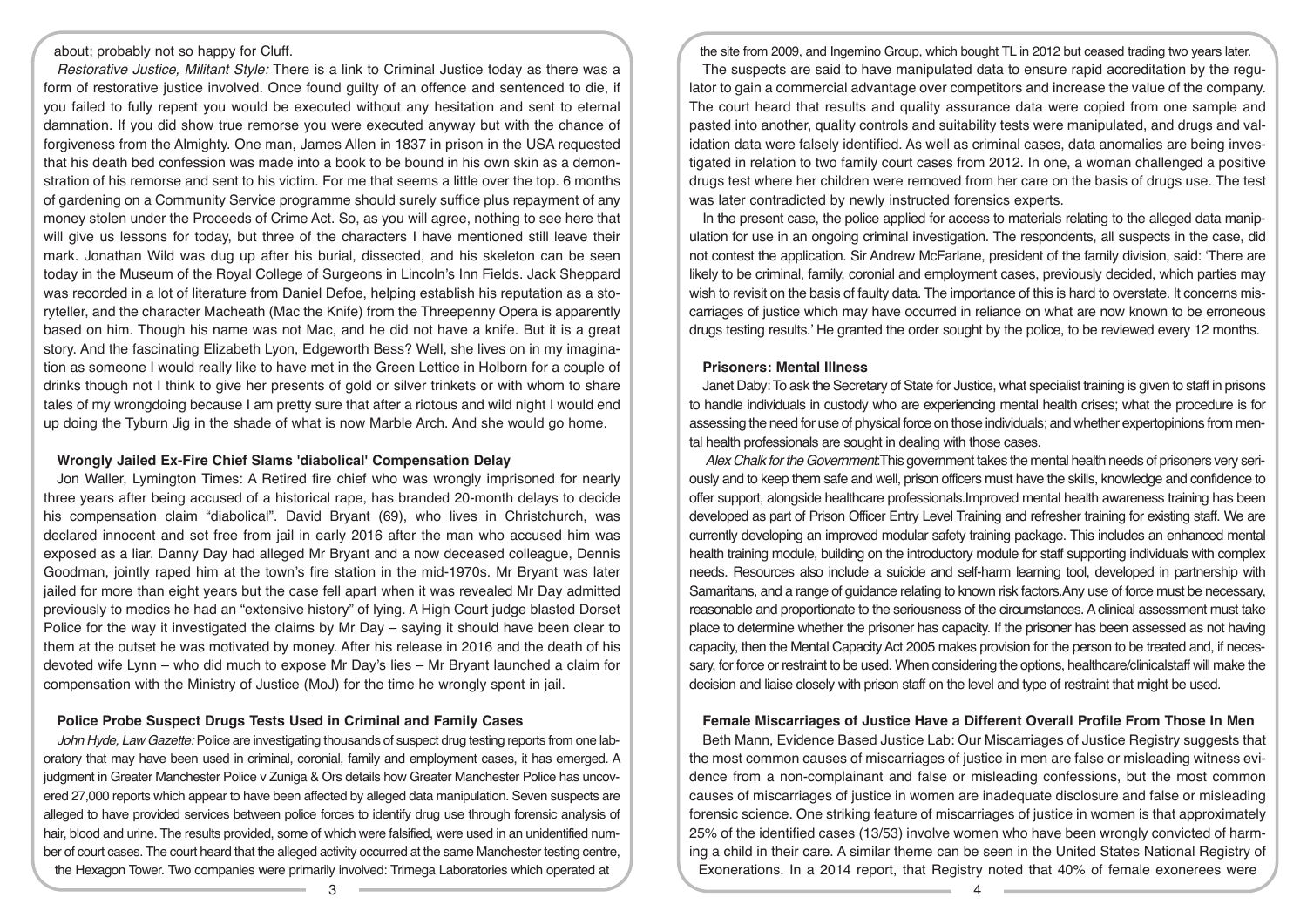about; probably not so happy for Cluff.

*Restorative Justice, Militant Style:* There is a link to Criminal Justice today as there was a form of restorative justice involved. Once found guilty of an offence and sentenced to die, if you failed to fully repent you would be executed without any hesitation and sent to eternal damnation. If you did show true remorse you were executed anyway but with the chance of forgiveness from the Almighty. One man, James Allen in 1837 in prison in the USA requested that his death bed confession was made into a book to be bound in his own skin as a demonstration of his remorse and sent to his victim. For me that seems a little over the top. 6 months of gardening on a Community Service programme should surely suffice plus repayment of any money stolen under the Proceeds of Crime Act. So, as you will agree, nothing to see here that will give us lessons for today, but three of the characters I have mentioned still leave their mark. Jonathan Wild was dug up after his burial, dissected, and his skeleton can be seen today in the Museum of the Royal College of Surgeons in Lincoln's Inn Fields. Jack Sheppard was recorded in a lot of literature from Daniel Defoe, helping establish his reputation as a storyteller, and the character Macheath (Mac the Knife) from the Threepenny Opera is apparently based on him. Though his name was not Mac, and he did not have a knife. But it is a great story. And the fascinating Elizabeth Lyon, Edgeworth Bess? Well, she lives on in my imagination as someone I would really like to have met in the Green Lettice in Holborn for a couple of drinks though not I think to give her presents of gold or silver trinkets or with whom to share tales of my wrongdoing because I am pretty sure that after a riotous and wild night I would end up doing the Tyburn Jig in the shade of what is now Marble Arch. And she would go home.

### Wrongly Jailed Ex-Fire Chief Slams 'diabolical' Compensation Delay

Jon Waller, Lymington Times: A Retired fire chief who was wrongly imprisoned for nearly three years after being accused of a historical rape, has branded 20-month delays to decide his compensation claim "diabolical". David Bryant (69), who lives in Christchurch, was declared innocent and set free from jail in early 2016 after the man who accused him was exposed as a liar. Danny Day had alleged Mr Bryant and a now deceased colleague, Dennis Goodman, jointly raped him at the town's fire station in the mid-1970s. Mr Bryant was later jailed for more than eight years but the case fell apart when it was revealed Mr Day admitted previously to medics he had an "extensive history" of lying. A High Court judge blasted Dorset Police for the way it investigated the claims by Mr Day – saying it should have been clear to them at the outset he was motivated by money. After his release in 2016 and the death of his devoted wife Lynn – who did much to expose Mr Day's lies – Mr Bryant launched a claim for compensation with the Ministry of Justice (MoJ) for the time he wrongly spent in jail.

### Police Probe Suspect Drugs Tests Used in Criminal and Family Cases

*John Hyde, Law Gazette:* Police are investigating thousands of suspect drug testing reports from one laboratory that may have been used in criminal, coronial, family and employment cases, it has emerged. A judgment in Greater Manchester Police v Zuniga & Ors details how Greater Manchester Police has uncovered 27,000 reports which appear to have been affected by alleged data manipulation. Seven suspects are alleged to have provided services between police forces to identify drug use through forensic analysis of hair, blood and urine. The results provided, some of which were falsified, were used in an unidentified number of court cases. The court heard that the alleged activity occurred at the same Manchester testing centre, the Hexagon Tower. Two companies were primarily involved: Trimega Laboratories which operated at the site from 2009, and Ingemino Group, which bought TL in 2012 but ceased trading two years later.

The suspects are said to have manipulated data to ensure rapid accreditation by the regulator to gain a commercial advantage over competitors and increase the value of the company. The court heard that results and quality assurance data were copied from one sample and pasted into another, quality controls and suitability tests were manipulated, and drugs and validation data were falsely identified. As well as criminal cases, data anomalies are being investigated in relation to two family court cases from 2012. In one, a woman challenged a positive drugs test where her children were removed from her care on the basis of drugs use. The test was later contradicted by newly instructed forensics experts.

In the present case, the police applied for access to materials relating to the alleged data manipulation for use in an ongoing criminal investigation. The respondents, all suspects in the case, did not contest the application. Sir Andrew McFarlane, president of the family division, said: 'There are likely to be criminal, family, coronial and employment cases, previously decided, which parties may wish to revisit on the basis of faulty data. The importance of this is hard to overstate. It concerns miscarriages of justice which may have occurred in reliance on what are now known to be erroneous drugs testing results.' He granted the order sought by the police, to be reviewed every 12 months.

### Prisoners: Mental Illness

Janet Daby: To ask the Secretary of State for Justice, what specialist training is given to staff in prisons to handle individuals in custody who are experiencing mental health crises; what the procedure is for assessing the need for use of physical force on those individuals; and whether expertopinions from mental health professionals are sought in dealing with those cases.

*Alex Chalk for the Government:* This government takes the mental health needs of prisoners very seriously and to keep them safe and well, prison officers must have the skills, knowledge and confidence to offer support, alongside healthcare professionals. Improved mental health awareness training has been developed as part of Prison Officer Entry Level Training and refresher training for existing staff. We are currently developing an improved modular safety training package. This includes an enhanced mental health training module, building on the introductory module for staff supporting individuals with complex needs. Resources also include a suicide and self-harm learning tool, developed in partnership with Samaritans, and a range of guidance relating to known risk factors. Any use of force must be necessary, reasonable and proportionate to the seriousness of the circumstances. A clinical assessment must take place to determine whether the prisoner has capacity. If the prisoner has been assessed as not having capacity, then the Mental Capacity Act 2005 makes provision for the person to be treated and, if necessary, for force or restraint to be used. When considering the options, healthcare/clinicalstaff will make the decision and liaise closely with prison staff on the level and type of restraint that might be used.

### Female Miscarriages of Justice Have a Different Overall Profile From Those In Men

Beth Mann, Evidence Based Justice Lab: Our Miscarriages of Justice Registry suggests that the most common causes of miscarriages of justice in men are false or misleading witness evidence from a non-complainant and false or misleading confessions, but the most common causes of miscarriages of justice in women are inadequate disclosure and false or misleading forensic science. One striking feature of miscarriages of justice in women is that approximately 25% of the identified cases (13/53) involve women who have been wrongly convicted of harming a child in their care. A similar theme can be seen in the United States National Registry of Exonerations. In a 2014 report, that Registry noted that 40% of female exonerees were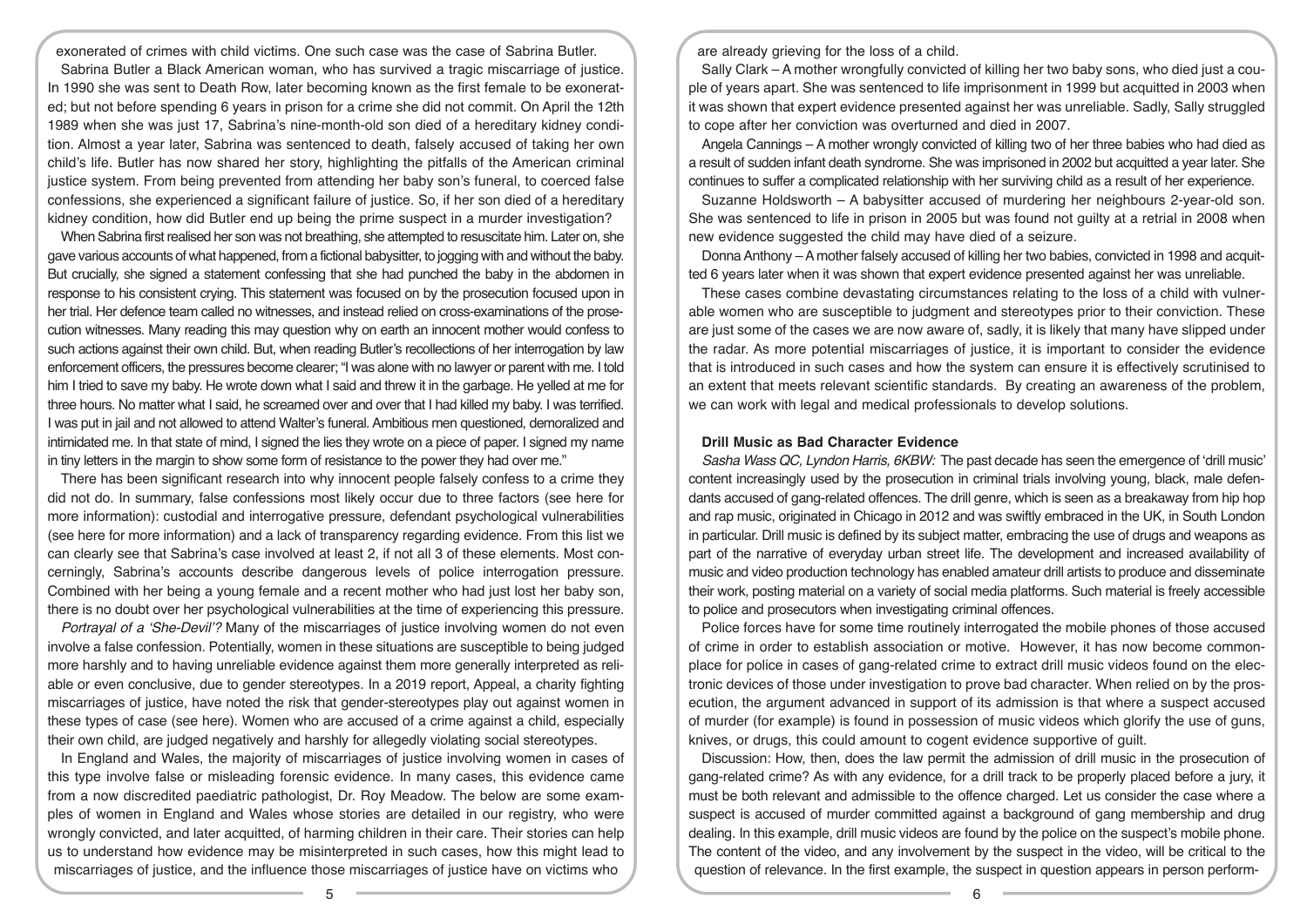exonerated of crimes with child victims. One such case was the case of Sabrina Butler.

Sabrina Butler a Black American woman, who has survived a tragic miscarriage of justice. In 1990 she was sent to Death Row, later becoming known as the first female to be exonerated; but not before spending 6 years in prison for a crime she did not commit. On April the 12th 1989 when she was just 17, Sabrina's nine-month-old son died of a hereditary kidney condition. Almost a year later, Sabrina was sentenced to death, falsely accused of taking her own child's life. Butler has now shared her story, highlighting the pitfalls of the American criminal justice system. From being prevented from attending her baby son's funeral, to coerced false confessions, she experienced a significant failure of justice. So, if her son died of a hereditary kidney condition, how did Butler end up being the prime suspect in a murder investigation?

When Sabrina first realised her son was not breathing, she attempted to resuscitate him. Later on, she gave various accounts of what happened, from a fictional babysitter, to jogging with and without the baby. But crucially, she signed a statement confessing that she had punched the baby in the abdomen in response to his consistent crying. This statement was focused on by the prosecution focused upon in her trial. Her defence team called no witnesses, and instead relied on cross-examinations of the prosecution witnesses. Many reading this may question why on earth an innocent mother would confess to such actions against their own child. But, when reading Butler's recollections of her interrogation by law enforcement officers, the pressures become clearer; "I was alone with no lawyer or parent with me. I told him I tried to save my baby. He wrote down what I said and threw it in the garbage. He yelled at me for three hours. No matter what I said, he screamed over and over that I had killed my baby. I was terrified. I was put in jail and not allowed to attend Walter's funeral. Ambitious men questioned, demoralized and intimidated me. In that state of mind, I signed the lies they wrote on a piece of paper. I signed my name in tiny letters in the margin to show some form of resistance to the power they had over me."

There has been significant research into why innocent people falsely confess to a crime they did not do. In summary, false confessions most likely occur due to three factors (see here for more information): custodial and interrogative pressure, defendant psychological vulnerabilities (see here for more information) and a lack of transparency regarding evidence. From this list we can clearly see that Sabrina's case involved at least 2, if not all 3 of these elements. Most concerningly, Sabrina's accounts describe dangerous levels of police interrogation pressure. Combined with her being a young female and a recent mother who had just lost her baby son, there is no doubt over her psychological vulnerabilities at the time of experiencing this pressure.

*Portrayal of a 'She-Devil'?* Many of the miscarriages of justice involving women do not even involve a false confession. Potentially, women in these situations are susceptible to being judged more harshly and to having unreliable evidence against them more generally interpreted as reliable or even conclusive, due to gender stereotypes. In a 2019 report, Appeal, a charity fighting miscarriages of justice, have noted the risk that gender-stereotypes play out against women in these types of case (see here). Women who are accused of a crime against a child, especially their own child, are judged negatively and harshly for allegedly violating social stereotypes.

In England and Wales, the majority of miscarriages of justice involving women in cases of this type involve false or misleading forensic evidence. In many cases, this evidence came from a now discredited paediatric pathologist, Dr. Roy Meadow. The below are some examples of women in England and Wales whose stories are detailed in our registry, who were wrongly convicted, and later acquitted, of harming children in their care. Their stories can help us to understand how evidence may be misinterpreted in such cases, how this might lead to miscarriages of justice, and the influence those miscarriages of justice have on victims who are already grieving for the loss of a child.

Sally Clark – A mother wrongfully convicted of killing her two baby sons, who died just a couple of years apart. She was sentenced to life imprisonment in 1999 but acquitted in 2003 when it was shown that expert evidence presented against her was unreliable. Sadly, Sally struggled to cope after her conviction was overturned and died in 2007.

Angela Cannings – A mother wrongly convicted of killing two of her three babies who had died as a result of sudden infant death syndrome. She was imprisoned in 2002 but acquitted a year later. She continues to suffer a complicated relationship with her surviving child as a result of her experience.

Suzanne Holdsworth – A babysitter accused of murdering her neighbours 2-year-old son. She was sentenced to life in prison in 2005 but was found not guilty at a retrial in 2008 when new evidence suggested the child may have died of a seizure.

Donna Anthony – A mother falsely accused of killing her two babies, convicted in 1998 and acquitted 6 years later when it was shown that expert evidence presented against her was unreliable.

These cases combine devastating circumstances relating to the loss of a child with vulnerable women who are susceptible to judgment and stereotypes prior to their conviction. These are just some of the cases we are now aware of, sadly, it is likely that many have slipped under the radar. As more potential miscarriages of justice, it is important to consider the evidence that is introduced in such cases and how the system can ensure it is effectively scrutinised to an extent that meets relevant scientific standards. By creating an awareness of the problem, we can work with legal and medical professionals to develop solutions.

### Drill Music as Bad Character Evidence

*Sasha Wass QC, Lyndon Harris, 6KBW:* The past decade has seen the emergence of 'drill music' content increasingly used by the prosecution in criminal trials involving young, black, male defendants accused of gang-related offences. The drill genre, which is seen as a breakaway from hip hop and rap music, originated in Chicago in 2012 and was swiftly embraced in the UK, in South London in particular. Drill music is defined by its subject matter, embracing the use of drugs and weapons as part of the narrative of everyday urban street life. The development and increased availability of music and video production technology has enabled amateur drill artists to produce and disseminate their work, posting material on a variety of social media platforms. Such material is freely accessible to police and prosecutors when investigating criminal offences.

Police forces have for some time routinely interrogated the mobile phones of those accused of crime in order to establish association or motive. However, it has now become commonplace for police in cases of gang-related crime to extract drill music videos found on the electronic devices of those under investigation to prove bad character. When relied on by the prosecution, the argument advanced in support of its admission is that where a suspect accused of murder (for example) is found in possession of music videos which glorify the use of guns, knives, or drugs, this could amount to cogent evidence supportive of guilt.

Discussion: How, then, does the law permit the admission of drill music in the prosecution of gang-related crime? As with any evidence, for a drill track to be properly placed before a jury, it must be both relevant and admissible to the offence charged. Let us consider the case where a suspect is accused of murder committed against a background of gang membership and drug dealing. In this example, drill music videos are found by the police on the suspect's mobile phone. The content of the video, and any involvement by the suspect in the video, will be critical to the question of relevance. In the first example, the suspect in question appears in person perform-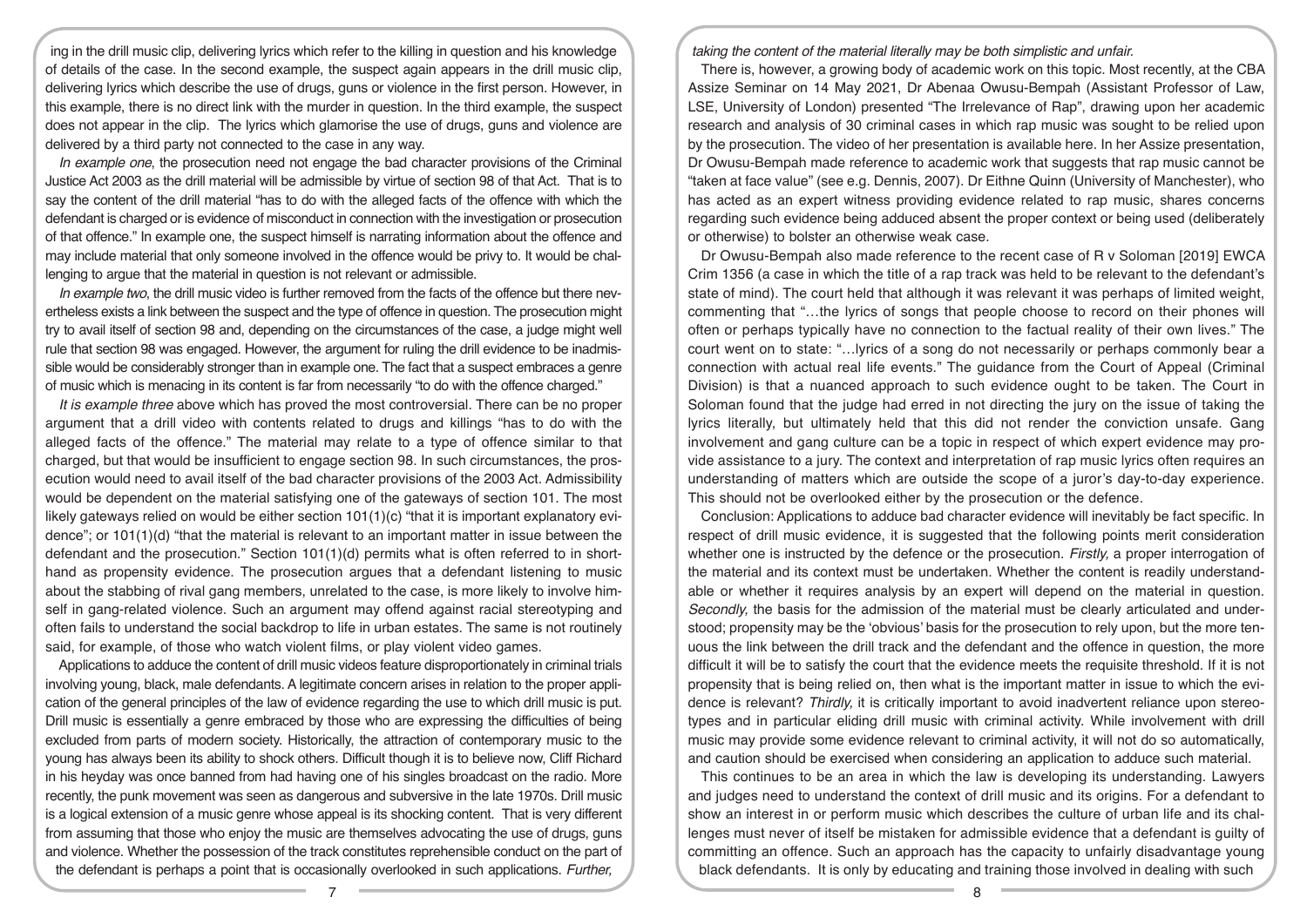ing in the drill music clip, delivering lyrics which refer to the killing in question and his knowledge of details of the case. In the second example, the suspect again appears in the drill music clip, delivering lyrics which describe the use of drugs, guns or violence in the first person. However, in this example, there is no direct link with the murder in question. In the third example, the suspect does not appear in the clip. The lyrics which glamorise the use of drugs, guns and violence are delivered by a third party not connected to the case in any way.

*In example one*, the prosecution need not engage the bad character provisions of the Criminal Justice Act 2003 as the drill material will be admissible by virtue of section 98 of that Act. That is to say the content of the drill material "has to do with the alleged facts of the offence with which the defendant is charged or is evidence of misconduct in connection with the investigation or prosecution of that offence." In example one, the suspect himself is narrating information about the offence and may include material that only someone involved in the offence would be privy to. It would be challenging to argue that the material in question is not relevant or admissible.

*In example two*, the drill music video is further removed from the facts of the offence but there nevertheless exists a link between the suspect and the type of offence in question. The prosecution might try to avail itself of section 98 and, depending on the circumstances of the case, a judge might well rule that section 98 was engaged. However, the argument for ruling the drill evidence to be inadmissible would be considerably stronger than in example one. The fact that a suspect embraces a genre of music which is menacing in its content is far from necessarily "to do with the offence charged."

*It is example three* above which has proved the most controversial. There can be no proper argument that a drill video with contents related to drugs and killings "has to do with the alleged facts of the offence." The material may relate to a type of offence similar to that charged, but that would be insufficient to engage section 98. In such circumstances, the prosecution would need to avail itself of the bad character provisions of the 2003 Act. Admissibility would be dependent on the material satisfying one of the gateways of section 101. The most likely gateways relied on would be either section 101(1)(c) "that it is important explanatory evidence"; or 101(1)(d) "that the material is relevant to an important matter in issue between the defendant and the prosecution." Section 101(1)(d) permits what is often referred to in shorthand as propensity evidence. The prosecution argues that a defendant listening to music about the stabbing of rival gang members, unrelated to the case, is more likely to involve himself in gang-related violence. Such an argument may offend against racial stereotyping and often fails to understand the social backdrop to life in urban estates. The same is not routinely said, for example, of those who watch violent films, or play violent video games.

Applications to adduce the content of drill music videos feature disproportionately in criminal trials involving young, black, male defendants. A legitimate concern arises in relation to the proper application of the general principles of the law of evidence regarding the use to which drill music is put. Drill music is essentially a genre embraced by those who are expressing the difficulties of being excluded from parts of modern society. Historically, the attraction of contemporary music to the young has always been its ability to shock others. Difficult though it is to believe now, Cliff Richard in his heyday was once banned from having one of his singles broadcast on the radio. More recently, the punk movement was seen as dangerous and subversive in the late 1970s. Drill music is a logical extension of a music genre whose appeal is its shocking content. That is very different from assuming that those who enjoy the music are themselves advocating the use of drugs, guns and violence. Whether the possession of the track constitutes reprehensible conduct on the part of the defendant is perhaps a point that is occasionally overlooked in such applications. *Further, taking the content of the material literally may be both simplistic and unfair.*

There is, however, a growing body of academic work on this topic. Most recently, at the CBA Assize Seminar on 14 May 2021, Dr Abenaa Owusu-Bempah (Assistant Professor of Law, LSE, University of London) presented "The Irrelevance of Rap", drawing upon her academic research and analysis of 30 criminal cases in which rap music was sought to be relied upon by the prosecution. The video of her presentation is available here. In her Assize presentation, Dr Owusu-Bempah made reference to academic work that suggests that rap music cannot be "taken at face value" (see e.g. Dennis, 2007). Dr Eithne Quinn (University of Manchester), who has acted as an expert witness providing evidence related to rap music, shares concerns regarding such evidence being adduced absent the proper context or being used (deliberately or otherwise) to bolster an otherwise weak case.

Dr Owusu-Bempah also made reference to the recent case of R v Soloman [2019] EWCA Crim 1356 (a case in which the title of a rap track was held to be relevant to the defendant's state of mind). The court held that although it was relevant it was perhaps of limited weight, commenting that "…the lyrics of songs that people choose to record on their phones will often or perhaps typically have no connection to the factual reality of their own lives." The court went on to state: "…lyrics of a song do not necessarily or perhaps commonly bear a connection with actual real life events." The guidance from the Court of Appeal (Criminal Division) is that a nuanced approach to such evidence ought to be taken. The Court in Soloman found that the judge had erred in not directing the jury on the issue of taking the lyrics literally, but ultimately held that this did not render the conviction unsafe. Gang involvement and gang culture can be a topic in respect of which expert evidence may provide assistance to a jury. The context and interpretation of rap music lyrics often requires an understanding of matters which are outside the scope of a juror's day-to-day experience. This should not be overlooked either by the prosecution or the defence.

Conclusion: Applications to adduce bad character evidence will inevitably be fact specific. In respect of drill music evidence, it is suggested that the following points merit consideration whether one is instructed by the defence or the prosecution. *Firstly,* a proper interrogation of the material and its context must be undertaken. Whether the content is readily understandable or whether it requires analysis by an expert will depend on the material in question. *Secondly,* the basis for the admission of the material must be clearly articulated and understood; propensity may be the 'obvious' basis for the prosecution to rely upon, but the more tenuous the link between the drill track and the defendant and the offence in question, the more difficult it will be to satisfy the court that the evidence meets the requisite threshold. If it is not propensity that is being relied on, then what is the important matter in issue to which the evidence is relevant? *Thirdly,* it is critically important to avoid inadvertent reliance upon stereotypes and in particular eliding drill music with criminal activity. While involvement with drill music may provide some evidence relevant to criminal activity, it will not do so automatically, and caution should be exercised when considering an application to adduce such material.

This continues to be an area in which the law is developing its understanding. Lawyers and judges need to understand the context of drill music and its origins. For a defendant to show an interest in or perform music which describes the culture of urban life and its challenges must never of itself be mistaken for admissible evidence that a defendant is guilty of committing an offence. Such an approach has the capacity to unfairly disadvantage young black defendants. It is only by educating and training those involved in dealing with such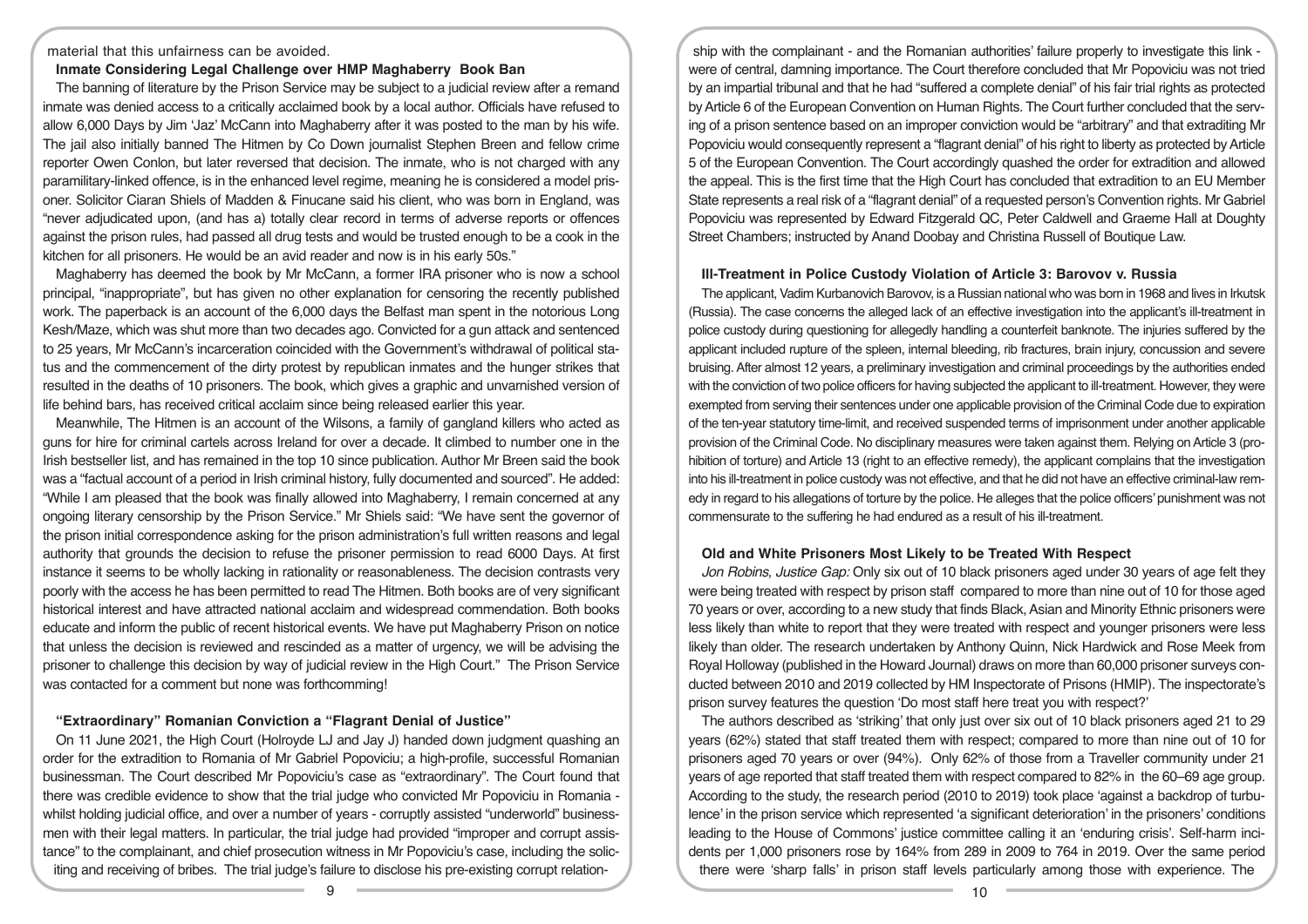material that this unfairness can be avoided.

### Inmate Considering Legal Challenge over HMP Maghaberry Book Ban

The banning of literature by the Prison Service may be subject to a judicial review after a remand inmate was denied access to a critically acclaimed book by a local author. Officials have refused to allow 6,000 Days by Jim 'Jaz' McCann into Maghaberry after it was posted to the man by his wife. The jail also initially banned The Hitmen by Co Down journalist Stephen Breen and fellow crime reporter Owen Conlon, but later reversed that decision. The inmate, who is not charged with any paramilitary-linked offence, is in the enhanced level regime, meaning he is considered a model prisoner. Solicitor Ciaran Shiels of Madden & Finucane said his client, who was born in England, was "never adjudicated upon, (and has a) totally clear record in terms of adverse reports or offences against the prison rules, had passed all drug tests and would be trusted enough to be a cook in the kitchen for all prisoners. He would be an avid reader and now is in his early 50s."

Maghaberry has deemed the book by Mr McCann, a former IRA prisoner who is now a school principal, "inappropriate", but has given no other explanation for censoring the recently published work. The paperback is an account of the 6,000 days the Belfast man spent in the notorious Long Kesh/Maze, which was shut more than two decades ago. Convicted for a gun attack and sentenced to 25 years, Mr McCann's incarceration coincided with the Government's withdrawal of political status and the commencement of the dirty protest by republican inmates and the hunger strikes that resulted in the deaths of 10 prisoners. The book, which gives a graphic and unvarnished version of life behind bars, has received critical acclaim since being released earlier this year.

Meanwhile, The Hitmen is an account of the Wilsons, a family of gangland killers who acted as guns for hire for criminal cartels across Ireland for over a decade. It climbed to number one in the Irish bestseller list, and has remained in the top 10 since publication. Author Mr Breen said the book was a "factual account of a period in Irish criminal history, fully documented and sourced". He added: "While I am pleased that the book was finally allowed into Maghaberry, I remain concerned at any ongoing literary censorship by the Prison Service." Mr Shiels said: "We have sent the governor of the prison initial correspondence asking for the prison administration's full written reasons and legal authority that grounds the decision to refuse the prisoner permission to read 6000 Days. At first instance it seems to be wholly lacking in rationality or reasonableness. The decision contrasts very poorly with the access he has been permitted to read The Hitmen. Both books are of very significant historical interest and have attracted national acclaim and widespread commendation. Both books educate and inform the public of recent historical events. We have put Maghaberry Prison on notice that unless the decision is reviewed and rescinded as a matter of urgency, we will be advising the prisoner to challenge this decision by way of judicial review in the High Court." The Prison Service was contacted for a comment but none was forthcomming!

### "Extraordinary" Romanian Conviction a "Flagrant Denial of Justice"

On 11 June 2021, the High Court (Holroyde LJ and Jay J) handed down judgment quashing an order for the extradition to Romania of Mr Gabriel Popoviciu; a high-profile, successful Romanian businessman. The Court described Mr Popoviciu's case as "extraordinary". The Court found that there was credible evidence to show that the trial judge who convicted Mr Popoviciu in Romania - whilst holding judicial office, and over a number of years - corruptly assisted "underworld" businessmen with their legal matters. In particular, the trial judge had provided "improper and corrupt assistance" to the complainant, and chief prosecution witness in Mr Popoviciu's case, including the soliciting and receiving of bribes. The trial judge's failure to disclose his pre-existing corrupt relationship with the complainant - and the Romanian authorities' failure properly to investigate this link - were of central, damning importance. The Court therefore concluded that Mr Popoviciu was not tried by an impartial tribunal and that he had "suffered a complete denial" of his fair trial rights as protected by Article 6 of the European Convention on Human Rights. The Court further concluded that the serving of a prison sentence based on an improper conviction would be "arbitrary" and that extraditing Mr Popoviciu would consequently represent a "flagrant denial" of his right to liberty as protected by Article 5 of the European Convention. The Court accordingly quashed the order for extradition and allowed the appeal. This is the first time that the High Court has concluded that extradition to an EU Member State represents a real risk of a "flagrant denial" of a requested person's Convention rights. Mr Gabriel Popoviciu was represented by Edward Fitzgerald QC, Peter Caldwell and Graeme Hall at Doughty Street Chambers; instructed by Anand Doobay and Christina Russell of Boutique Law.

### Ill-Treatment in Police Custody Violation of Article 3: Barovov v. Russia

The applicant, Vadim Kurbanovich Barovov, is a Russian national who was born in 1968 and lives in Irkutsk (Russia). The case concerns the alleged lack of an effective investigation into the applicant's ill-treatment in police custody during questioning for allegedly handling a counterfeit banknote. The injuries suffered by the applicant included rupture of the spleen, internal bleeding, rib fractures, brain injury, concussion and severe bruising. After almost 12 years, a preliminary investigation and criminal proceedings by the authorities ended with the conviction of two police officers for having subjected the applicant to ill-treatment. However, they were exempted from serving their sentences under one applicable provision of the Criminal Code due to expiration of the ten-year statutory time-limit, and received suspended terms of imprisonment under another applicable provision of the Criminal Code. No disciplinary measures were taken against them. Relying on Article 3 (prohibition of torture) and Article 13 (right to an effective remedy), the applicant complains that the investigation into his ill-treatment in police custody was not effective, and that he did not have an effective criminal-law remedy in regard to his allegations of torture by the police. He alleges that the police officers' punishment was not commensurate to the suffering he had endured as a result of his ill-treatment.

### Old and White Prisoners Most Likely to be Treated With Respect

*Jon Robins, Justice Gap:* Only six out of 10 black prisoners aged under 30 years of age felt they were being treated with respect by prison staff compared to more than nine out of 10 for those aged 70 years or over, according to a new study that finds Black, Asian and Minority Ethnic prisoners were less likely than white to report that they were treated with respect and younger prisoners were less likely than older. The research undertaken by Anthony Quinn, Nick Hardwick and Rose Meek from Royal Holloway (published in the Howard Journal) draws on more than 60,000 prisoner surveys conducted between 2010 and 2019 collected by HM Inspectorate of Prisons (HMIP). The inspectorate's prison survey features the question 'Do most staff here treat you with respect?'

The authors described as 'striking' that only just over six out of 10 black prisoners aged 21 to 29 years (62%) stated that staff treated them with respect; compared to more than nine out of 10 for prisoners aged 70 years or over (94%). Only 62% of those from a Traveller community under 21 years of age reported that staff treated them with respect compared to 82% in the 60–69 age group. According to the study, the research period (2010 to 2019) took place 'against a backdrop of turbulence' in the prison service which represented 'a significant deterioration' in the prisoners' conditions leading to the House of Commons' justice committee calling it an 'enduring crisis'. Self-harm incidents per 1,000 prisoners rose by 164% from 289 in 2009 to 764 in 2019. Over the same period there were 'sharp falls' in prison staff levels particularly among those with experience. The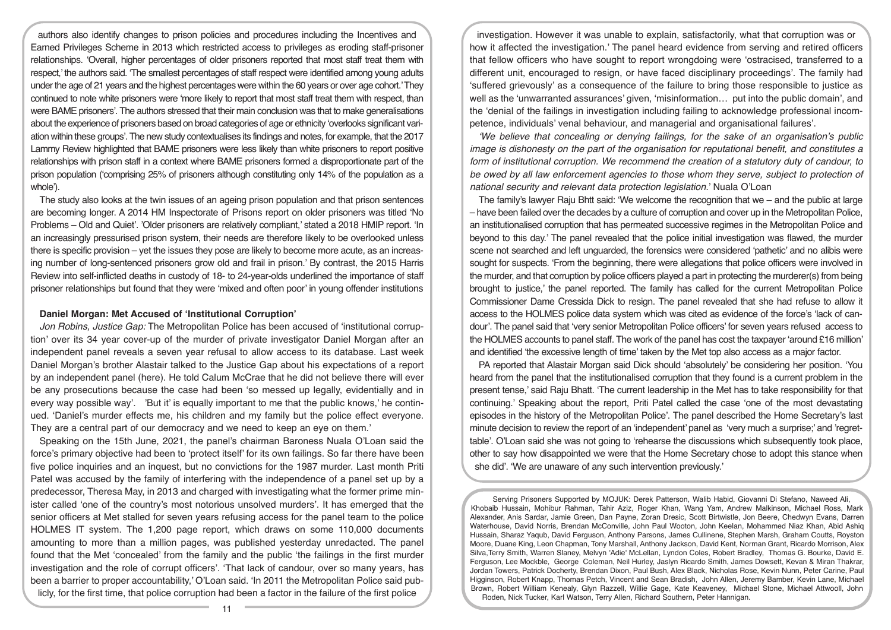authors also identify changes to prison policies and procedures including the Incentives and Earned Privileges Scheme in 2013 which restricted access to privileges as eroding staff-prisoner relationships. 'Overall, higher percentages of older prisoners reported that most staff treat them with respect,' the authors said. 'The smallest percentages of staff respect were identified among young adults under the age of 21 years and the highest percentages were within the 60 years or over age cohort.' They continued to note white prisoners were 'more likely to report that most staff treat them with respect, than were BAME prisoners'. The authors stressed that their main conclusion was that to make generalisations about the experience of prisoners based on broad categories of age or ethnicity 'overlooks significant variation within these groups'. The new study contextualises its findings and notes, for example, that the 2017 Lammy Review highlighted that BAME prisoners were less likely than white prisoners to report positive relationships with prison staff in a context where BAME prisoners formed a disproportionate part of the prison population ('comprising 25% of prisoners although constituting only 14% of the population as a whole').

The study also looks at the twin issues of an ageing prison population and that prison sentences are becoming longer. A 2014 HM Inspectorate of Prisons report on older prisoners was titled 'No Problems – Old and Quiet'. 'Older prisoners are relatively compliant,' stated a 2018 HMIP report. 'In an increasingly pressurised prison system, their needs are therefore likely to be overlooked unless there is specific provision – yet the issues they pose are likely to become more acute, as an increasing number of long-sentenced prisoners grow old and frail in prison.' By contrast, the 2015 Harris Review into self-inflicted deaths in custody of 18- to 24-year-olds underlined the importance of staff prisoner relationships but found that they were 'mixed and often poor' in young offender institutions

**Daniel Morgan: Met Accused of 'Institutional Corruption'**

*Jon Robins, Justice Gap:* The Metropolitan Police has been accused of 'institutional corruption' over its 34 year cover-up of the murder of private investigator Daniel Morgan after an independent panel reveals a seven year refusal to allow access to its database. Last week Daniel Morgan's brother Alastair talked to the Justice Gap about his expectations of a report by an independent panel (here). He told Calum McCrae that he did not believe there will ever be any prosecutions because the case had been 'so messed up legally, evidentially and in every way possible way'. 'But it' is equally important to me that the public knows,' he continued. 'Daniel's murder effects me, his children and my family but the police effect everyone. They are a central part of our democracy and we need to keep an eye on them.'

Speaking on the 15th June, 2021, the panel's chairman Baroness Nuala O'Loan said the force's primary objective had been to 'protect itself' for its own failings. So far there have been five police inquiries and an inquest, but no convictions for the 1987 murder. Last month Priti Patel was accused by the family of interfering with the independence of a panel set up by a predecessor, Theresa May, in 2013 and charged with investigating what the former prime minister called 'one of the country's most notorious unsolved murders'. It has emerged that the senior officers at Met stalled for seven years refusing access for the panel team to the police HOLMES IT system. The 1,200 page report, which draws on some 110,000 documents amounting to more than a million pages, was published yesterday unredacted. The panel found that the Met 'concealed' from the family and the public 'the failings in the first murder investigation and the role of corrupt officers'. 'That lack of candour, over so many years, has been a barrier to proper accountability,' O'Loan said. 'In 2011 the Metropolitan Police said publicly, for the first time, that police corruption had been a factor in the failure of the first police investigation. However it was unable to explain, satisfactorily, what that corruption was or how it affected the investigation.' The panel heard evidence from serving and retired officers that fellow officers who have sought to report wrongdoing were 'ostracised, transferred to a different unit, encouraged to resign, or have faced disciplinary proceedings'. The family had 'suffered grievously' as a consequence of the failure to bring those responsible to justice as well as the 'unwarranted assurances' given, 'misinformation… put into the public domain', and the 'denial of the failings in investigation including failing to acknowledge professional incompetence, individuals' venal behaviour, and managerial and organisational failures'.

*'We believe that concealing or denying failings, for the sake of an organisation's public image is dishonesty on the part of the organisation for reputational benefit, and constitutes a form of institutional corruption. We recommend the creation of a statutory duty of candour, to be owed by all law enforcement agencies to those whom they serve, subject to protection of national security and relevant data protection legislation.'* Nuala O'Loan

The family's lawyer Raju Bhtt said: 'We welcome the recognition that we – and the public at large – have been failed over the decades by a culture of corruption and cover up in the Metropolitan Police, an institutionalised corruption that has permeated successive regimes in the Metropolitan Police and beyond to this day.' The panel revealed that the police initial investigation was flawed, the murder scene not searched and left unguarded, the forensics were considered 'pathetic' and no alibis were sought for suspects. 'From the beginning, there were allegations that police officers were involved in the murder, and that corruption by police officers played a part in protecting the murderer(s) from being brought to justice,' the panel reported. The family has called for the current Metropolitan Police Commissioner Dame Cressida Dick to resign. The panel revealed that she had refuse to allow it access to the HOLMES police data system which was cited as evidence of the force's 'lack of candour'. The panel said that 'very senior Metropolitan Police officers' for seven years refused access to the HOLMES accounts to panel staff. The work of the panel has cost the taxpayer 'around £16 million' and identified 'the excessive length of time' taken by the Met top also access as a major factor.

PA reported that Alastair Morgan said Dick should 'absolutely' be considering her position. 'You heard from the panel that the institutionalised corruption that they found is a current problem in the present tense,' said Raju Bhatt. 'The current leadership in the Met has to take responsibility for that continuing.' Speaking about the report, Priti Patel called the case 'one of the most devastating episodes in the history of the Metropolitan Police'. The panel described the Home Secretary's last minute decision to review the report of an 'independent' panel as 'very much a surprise;' and 'regrettable'. O'Loan said she was not going to 'rehearse the discussions which subsequently took place, other to say how disappointed we were that the Home Secretary chose to adopt this stance when she did'. 'We are unaware of any such intervention previously.'

Serving Prisoners Supported by MOJUK: Derek Patterson, Walib Habid, Giovanni Di Stefano, Naweed Ali, Khobaib Hussain, Mohibur Rahman, Tahir Aziz, Roger Khan, Wang Yam, Andrew Malkinson, Michael Ross, Mark Alexander, Anis Sardar, Jamie Green, Dan Payne, Zoran Dresic, Scott Birtwistle, Jon Beere, Chedwyn Evans, Darren Waterhouse, David Norris, Brendan McConville, John Paul Wooton, John Keelan, Mohammed Niaz Khan, Abid Ashiq Hussain, Sharaz Yaqub, David Ferguson, Anthony Parsons, James Cullinene, Stephen Marsh, Graham Coutts, Royston Moore, Duane King, Leon Chapman, Tony Marshall, Anthony Jackson, David Kent, Norman Grant, Ricardo Morrison, Alex Silva, Terry Smith, Warren Slaney, Melvyn 'Adie' McLellan, Lyndon Coles, Robert Bradley, Thomas G. Bourke, David E. Ferguson, Lee Mockble, George Coleman, Neil Hurley, Jaslyn Ricardo Smith, James Dowsett, Kevan & Miran Thakrar, Jordan Towers, Patrick Docherty, Brendan Dixon, Paul Bush, Alex Black, Nicholas Rose, Kevin Nunn, Peter Carine, Paul Higginson, Robert Knapp, Thomas Petch, Vincent and Sean Bradish, John Allen, Jeremy Bamber, Kevin Lane, Michael Brown, Robert William Kenealy, Glyn Razzell, Willie Gage, Kate Keaveney, Michael Stone, Michael Attwooll, John Roden, Nick Tucker, Karl Watson, Terry Allen, Richard Southern, Peter Hannigan.